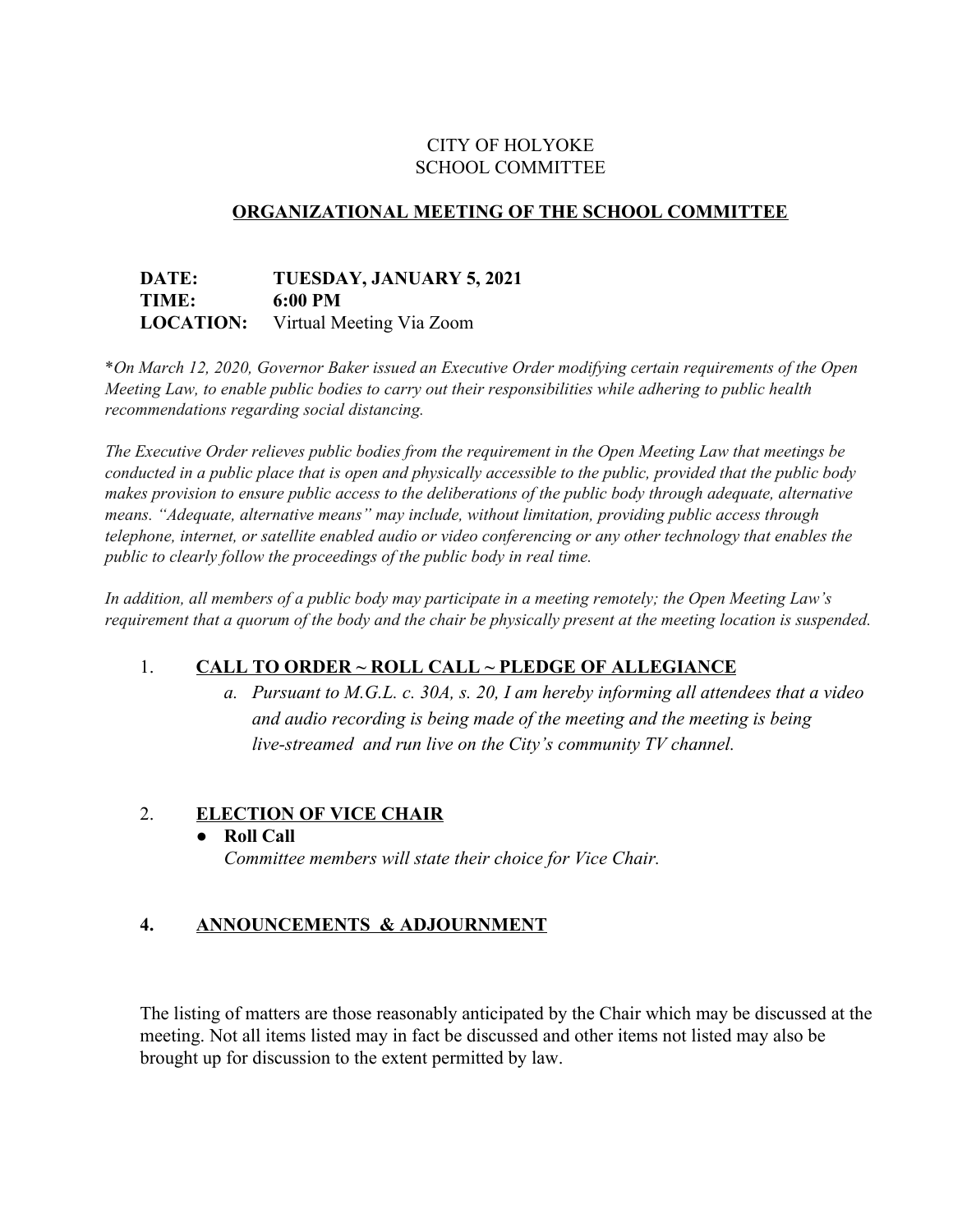CITY OF HOLYOKE
SCHOOL COMMITTEE

## ORGANIZATIONAL MEETING OF THE SCHOOL COMMITTEE

**DATE:** **TUESDAY, JANUARY 5, 2021**
**TIME:** **6:00 PM**
**LOCATION:** Virtual Meeting Via Zoom

*\*On March 12, 2020, Governor Baker issued an Executive Order modifying certain requirements of the Open Meeting Law, to enable public bodies to carry out their responsibilities while adhering to public health recommendations regarding social distancing.*

*The Executive Order relieves public bodies from the requirement in the Open Meeting Law that meetings be conducted in a public place that is open and physically accessible to the public, provided that the public body makes provision to ensure public access to the deliberations of the public body through adequate, alternative means. "Adequate, alternative means" may include, without limitation, providing public access through telephone, internet, or satellite enabled audio or video conferencing or any other technology that enables the public to clearly follow the proceedings of the public body in real time.*

*In addition, all members of a public body may participate in a meeting remotely; the Open Meeting Law's requirement that a quorum of the body and the chair be physically present at the meeting location is suspended.*

1. **CALL TO ORDER ~ ROLL CALL ~ PLEDGE OF ALLEGIANCE**
   a. *Pursuant to M.G.L. c. 30A, s. 20, I am hereby informing all attendees that a video and audio recording is being made of the meeting and the meeting is being live-streamed and run live on the City's community TV channel.*

2. **ELECTION OF VICE CHAIR**
   - **Roll Call**
     *Committee members will state their choice for Vice Chair.*

4. **ANNOUNCEMENTS & ADJOURNMENT**

The listing of matters are those reasonably anticipated by the Chair which may be discussed at the meeting. Not all items listed may in fact be discussed and other items not listed may also be brought up for discussion to the extent permitted by law.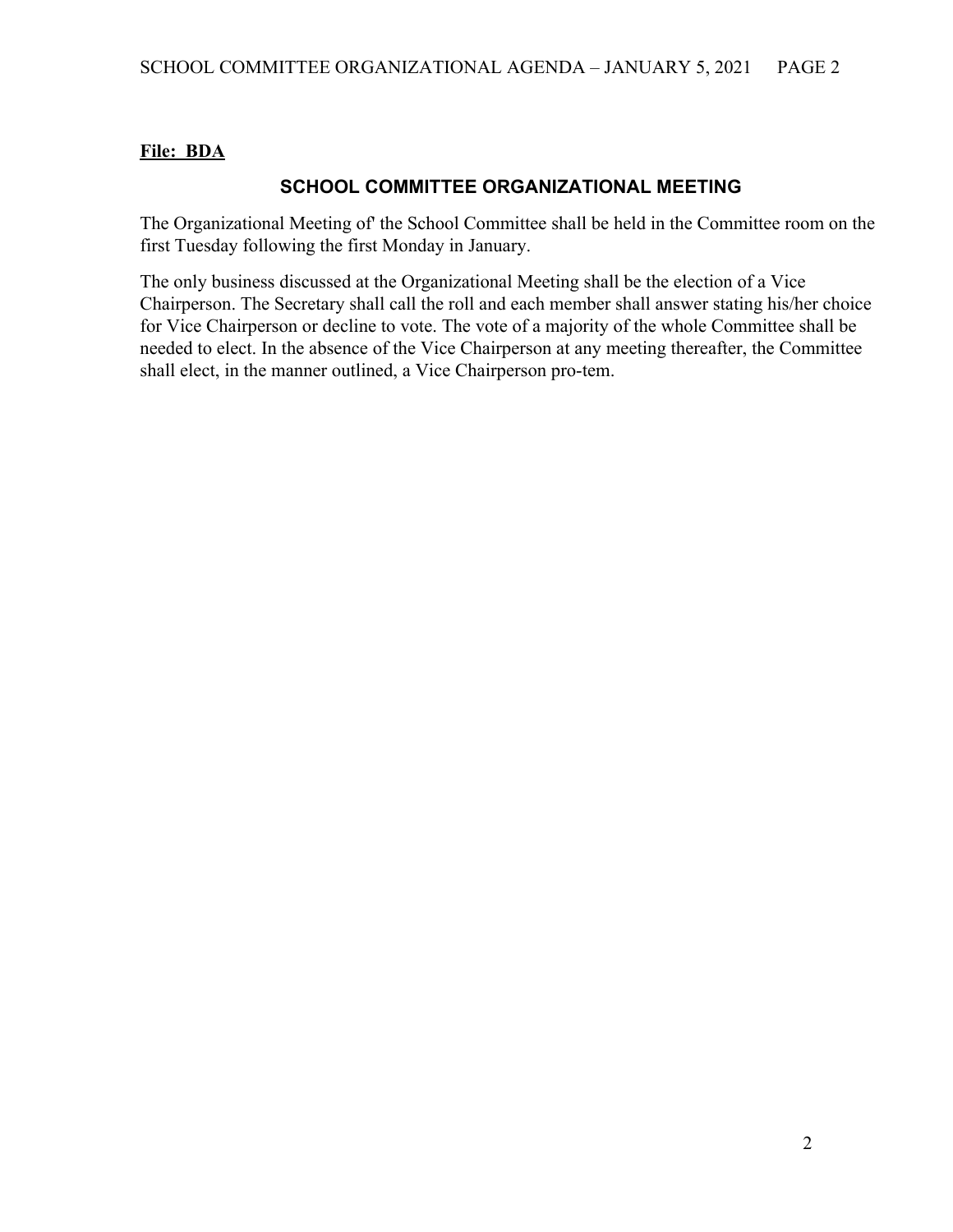**File: BDA**

## SCHOOL COMMITTEE ORGANIZATIONAL MEETING

The Organizational Meeting of' the School Committee shall be held in the Committee room on the first Tuesday following the first Monday in January.

The only business discussed at the Organizational Meeting shall be the election of a Vice Chairperson. The Secretary shall call the roll and each member shall answer stating his/her choice for Vice Chairperson or decline to vote. The vote of a majority of the whole Committee shall be needed to elect. In the absence of the Vice Chairperson at any meeting thereafter, the Committee shall elect, in the manner outlined, a Vice Chairperson pro-tem.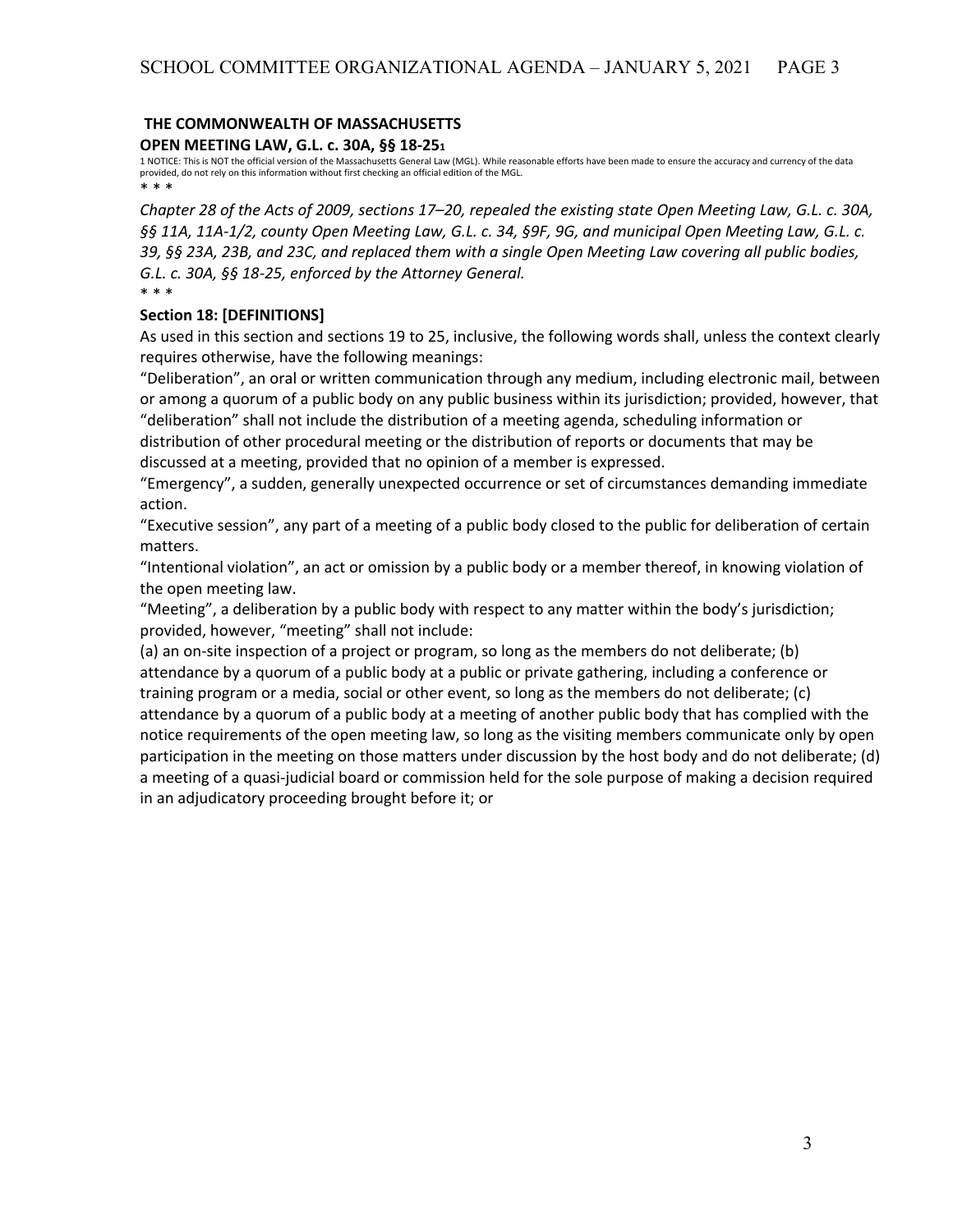**THE COMMONWEALTH OF MASSACHUSETTS**

**OPEN MEETING LAW, G.L. c. 30A, §§ 18-25[1]**

1 NOTICE: This is NOT the official version of the Massachusetts General Law (MGL). While reasonable efforts have been made to ensure the accuracy and currency of the data provided, do not rely on this information without first checking an official edition of the MGL.

\* \* \*

*Chapter 28 of the Acts of 2009, sections 17–20, repealed the existing state Open Meeting Law, G.L. c. 30A, §§ 11A, 11A-1/2, county Open Meeting Law, G.L. c. 34, §9F, 9G, and municipal Open Meeting Law, G.L. c. 39, §§ 23A, 23B, and 23C, and replaced them with a single Open Meeting Law covering all public bodies, G.L. c. 30A, §§ 18-25, enforced by the Attorney General.*

\* \* \*

**Section 18: [DEFINITIONS]**

As used in this section and sections 19 to 25, inclusive, the following words shall, unless the context clearly requires otherwise, have the following meanings:

"Deliberation", an oral or written communication through any medium, including electronic mail, between or among a quorum of a public body on any public business within its jurisdiction; provided, however, that "deliberation" shall not include the distribution of a meeting agenda, scheduling information or distribution of other procedural meeting or the distribution of reports or documents that may be discussed at a meeting, provided that no opinion of a member is expressed.

"Emergency", a sudden, generally unexpected occurrence or set of circumstances demanding immediate action.

"Executive session", any part of a meeting of a public body closed to the public for deliberation of certain matters.

"Intentional violation", an act or omission by a public body or a member thereof, in knowing violation of the open meeting law.

"Meeting", a deliberation by a public body with respect to any matter within the body's jurisdiction; provided, however, "meeting" shall not include:

(a) an on-site inspection of a project or program, so long as the members do not deliberate; (b) attendance by a quorum of a public body at a public or private gathering, including a conference or training program or a media, social or other event, so long as the members do not deliberate; (c) attendance by a quorum of a public body at a meeting of another public body that has complied with the notice requirements of the open meeting law, so long as the visiting members communicate only by open participation in the meeting on those matters under discussion by the host body and do not deliberate; (d) a meeting of a quasi-judicial board or commission held for the sole purpose of making a decision required in an adjudicatory proceeding brought before it; or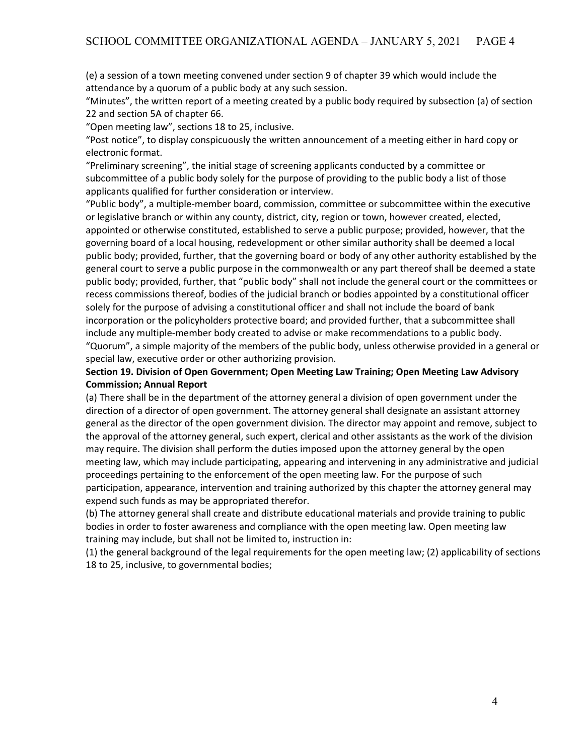(e) a session of a town meeting convened under section 9 of chapter 39 which would include the attendance by a quorum of a public body at any such session.

"Minutes", the written report of a meeting created by a public body required by subsection (a) of section 22 and section 5A of chapter 66.

"Open meeting law", sections 18 to 25, inclusive.

"Post notice", to display conspicuously the written announcement of a meeting either in hard copy or electronic format.

"Preliminary screening", the initial stage of screening applicants conducted by a committee or subcommittee of a public body solely for the purpose of providing to the public body a list of those applicants qualified for further consideration or interview.

"Public body", a multiple-member board, commission, committee or subcommittee within the executive or legislative branch or within any county, district, city, region or town, however created, elected, appointed or otherwise constituted, established to serve a public purpose; provided, however, that the governing board of a local housing, redevelopment or other similar authority shall be deemed a local public body; provided, further, that the governing board or body of any other authority established by the general court to serve a public purpose in the commonwealth or any part thereof shall be deemed a state public body; provided, further, that "public body" shall not include the general court or the committees or recess commissions thereof, bodies of the judicial branch or bodies appointed by a constitutional officer solely for the purpose of advising a constitutional officer and shall not include the board of bank incorporation or the policyholders protective board; and provided further, that a subcommittee shall include any multiple-member body created to advise or make recommendations to a public body.

"Quorum", a simple majority of the members of the public body, unless otherwise provided in a general or special law, executive order or other authorizing provision.

**Section 19. Division of Open Government; Open Meeting Law Training; Open Meeting Law Advisory Commission; Annual Report**

(a) There shall be in the department of the attorney general a division of open government under the direction of a director of open government. The attorney general shall designate an assistant attorney general as the director of the open government division. The director may appoint and remove, subject to the approval of the attorney general, such expert, clerical and other assistants as the work of the division may require. The division shall perform the duties imposed upon the attorney general by the open meeting law, which may include participating, appearing and intervening in any administrative and judicial proceedings pertaining to the enforcement of the open meeting law. For the purpose of such participation, appearance, intervention and training authorized by this chapter the attorney general may expend such funds as may be appropriated therefor.

(b) The attorney general shall create and distribute educational materials and provide training to public bodies in order to foster awareness and compliance with the open meeting law. Open meeting law training may include, but shall not be limited to, instruction in:

(1) the general background of the legal requirements for the open meeting law; (2) applicability of sections 18 to 25, inclusive, to governmental bodies;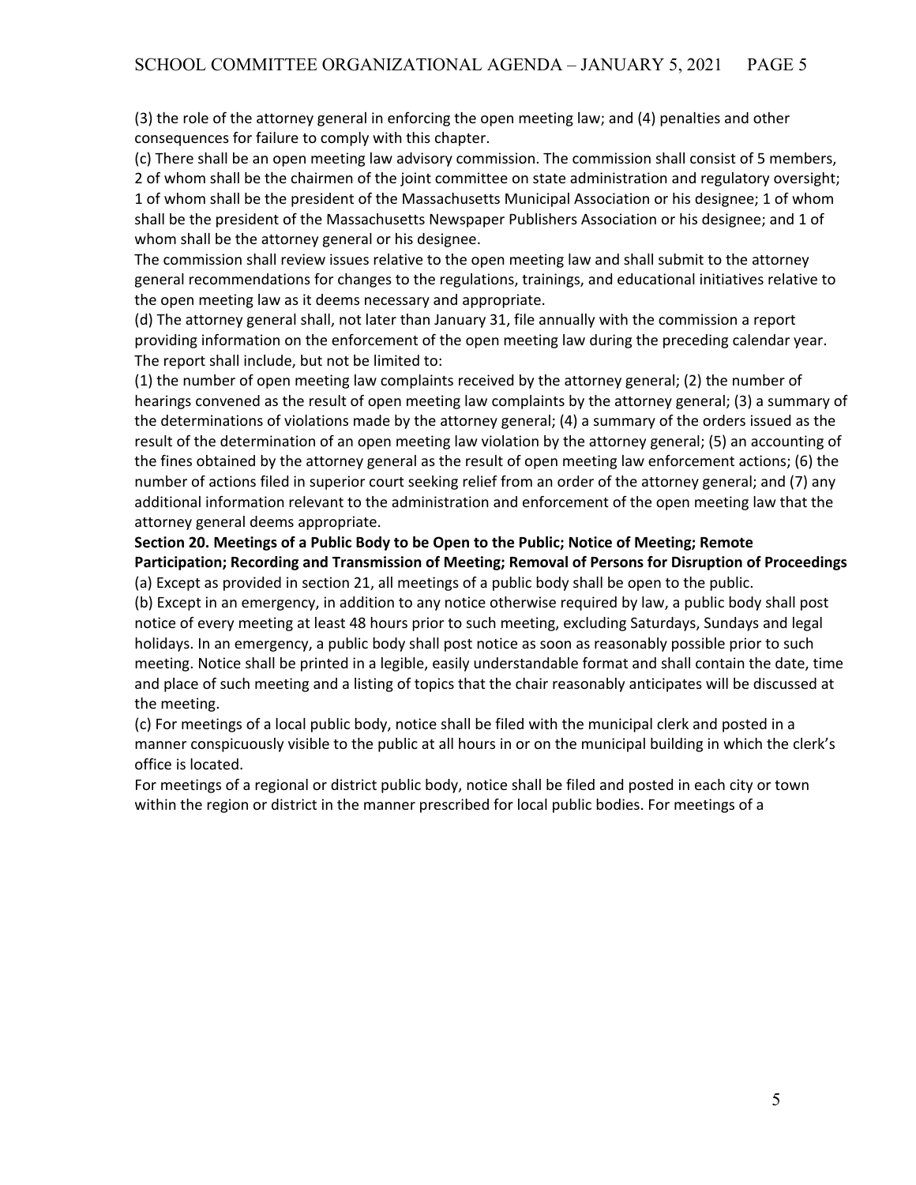(3) the role of the attorney general in enforcing the open meeting law; and (4) penalties and other consequences for failure to comply with this chapter.

(c) There shall be an open meeting law advisory commission. The commission shall consist of 5 members, 2 of whom shall be the chairmen of the joint committee on state administration and regulatory oversight; 1 of whom shall be the president of the Massachusetts Municipal Association or his designee; 1 of whom shall be the president of the Massachusetts Newspaper Publishers Association or his designee; and 1 of whom shall be the attorney general or his designee.

The commission shall review issues relative to the open meeting law and shall submit to the attorney general recommendations for changes to the regulations, trainings, and educational initiatives relative to the open meeting law as it deems necessary and appropriate.

(d) The attorney general shall, not later than January 31, file annually with the commission a report providing information on the enforcement of the open meeting law during the preceding calendar year. The report shall include, but not be limited to:

(1) the number of open meeting law complaints received by the attorney general; (2) the number of hearings convened as the result of open meeting law complaints by the attorney general; (3) a summary of the determinations of violations made by the attorney general; (4) a summary of the orders issued as the result of the determination of an open meeting law violation by the attorney general; (5) an accounting of the fines obtained by the attorney general as the result of open meeting law enforcement actions; (6) the number of actions filed in superior court seeking relief from an order of the attorney general; and (7) any additional information relevant to the administration and enforcement of the open meeting law that the attorney general deems appropriate.

**Section 20. Meetings of a Public Body to be Open to the Public; Notice of Meeting; Remote Participation; Recording and Transmission of Meeting; Removal of Persons for Disruption of Proceedings**

(a) Except as provided in section 21, all meetings of a public body shall be open to the public.

(b) Except in an emergency, in addition to any notice otherwise required by law, a public body shall post notice of every meeting at least 48 hours prior to such meeting, excluding Saturdays, Sundays and legal holidays. In an emergency, a public body shall post notice as soon as reasonably possible prior to such meeting. Notice shall be printed in a legible, easily understandable format and shall contain the date, time and place of such meeting and a listing of topics that the chair reasonably anticipates will be discussed at the meeting.

(c) For meetings of a local public body, notice shall be filed with the municipal clerk and posted in a manner conspicuously visible to the public at all hours in or on the municipal building in which the clerk's office is located.

For meetings of a regional or district public body, notice shall be filed and posted in each city or town within the region or district in the manner prescribed for local public bodies. For meetings of a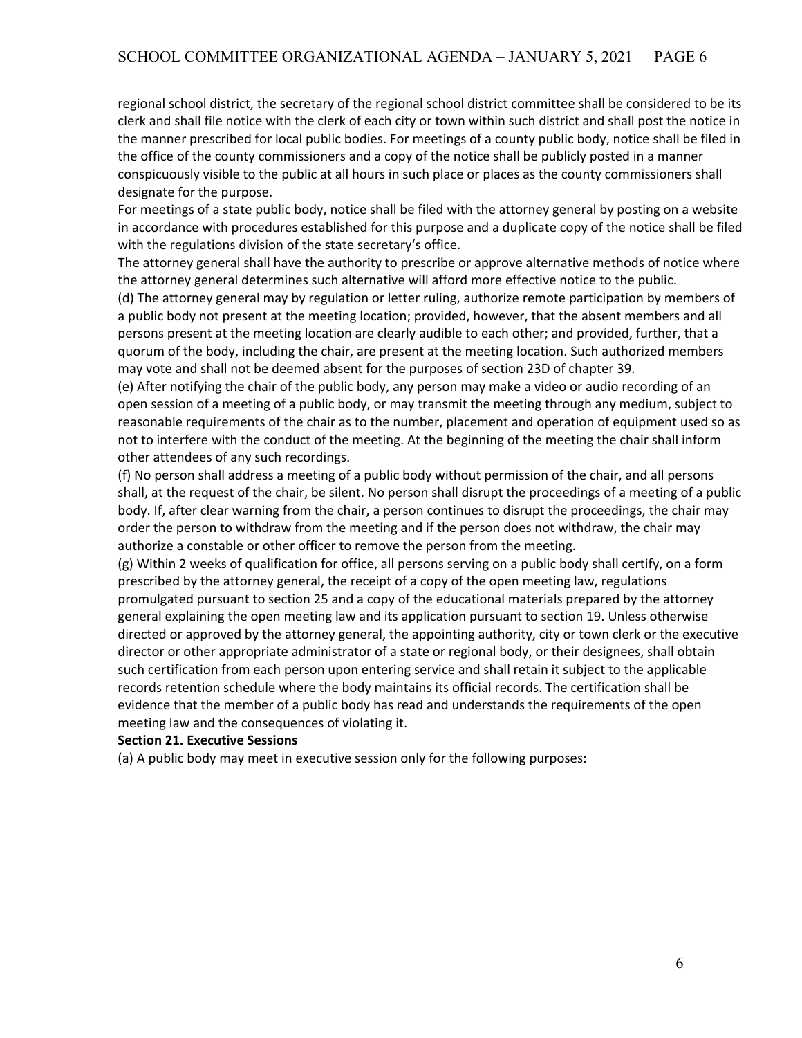regional school district, the secretary of the regional school district committee shall be considered to be its clerk and shall file notice with the clerk of each city or town within such district and shall post the notice in the manner prescribed for local public bodies. For meetings of a county public body, notice shall be filed in the office of the county commissioners and a copy of the notice shall be publicly posted in a manner conspicuously visible to the public at all hours in such place or places as the county commissioners shall designate for the purpose.

For meetings of a state public body, notice shall be filed with the attorney general by posting on a website in accordance with procedures established for this purpose and a duplicate copy of the notice shall be filed with the regulations division of the state secretary's office.

The attorney general shall have the authority to prescribe or approve alternative methods of notice where the attorney general determines such alternative will afford more effective notice to the public.

(d) The attorney general may by regulation or letter ruling, authorize remote participation by members of a public body not present at the meeting location; provided, however, that the absent members and all persons present at the meeting location are clearly audible to each other; and provided, further, that a quorum of the body, including the chair, are present at the meeting location. Such authorized members may vote and shall not be deemed absent for the purposes of section 23D of chapter 39.

(e) After notifying the chair of the public body, any person may make a video or audio recording of an open session of a meeting of a public body, or may transmit the meeting through any medium, subject to reasonable requirements of the chair as to the number, placement and operation of equipment used so as not to interfere with the conduct of the meeting. At the beginning of the meeting the chair shall inform other attendees of any such recordings.

(f) No person shall address a meeting of a public body without permission of the chair, and all persons shall, at the request of the chair, be silent. No person shall disrupt the proceedings of a meeting of a public body. If, after clear warning from the chair, a person continues to disrupt the proceedings, the chair may order the person to withdraw from the meeting and if the person does not withdraw, the chair may authorize a constable or other officer to remove the person from the meeting.

(g) Within 2 weeks of qualification for office, all persons serving on a public body shall certify, on a form prescribed by the attorney general, the receipt of a copy of the open meeting law, regulations promulgated pursuant to section 25 and a copy of the educational materials prepared by the attorney general explaining the open meeting law and its application pursuant to section 19. Unless otherwise directed or approved by the attorney general, the appointing authority, city or town clerk or the executive director or other appropriate administrator of a state or regional body, or their designees, shall obtain such certification from each person upon entering service and shall retain it subject to the applicable records retention schedule where the body maintains its official records. The certification shall be evidence that the member of a public body has read and understands the requirements of the open meeting law and the consequences of violating it.

**Section 21. Executive Sessions**

(a) A public body may meet in executive session only for the following purposes: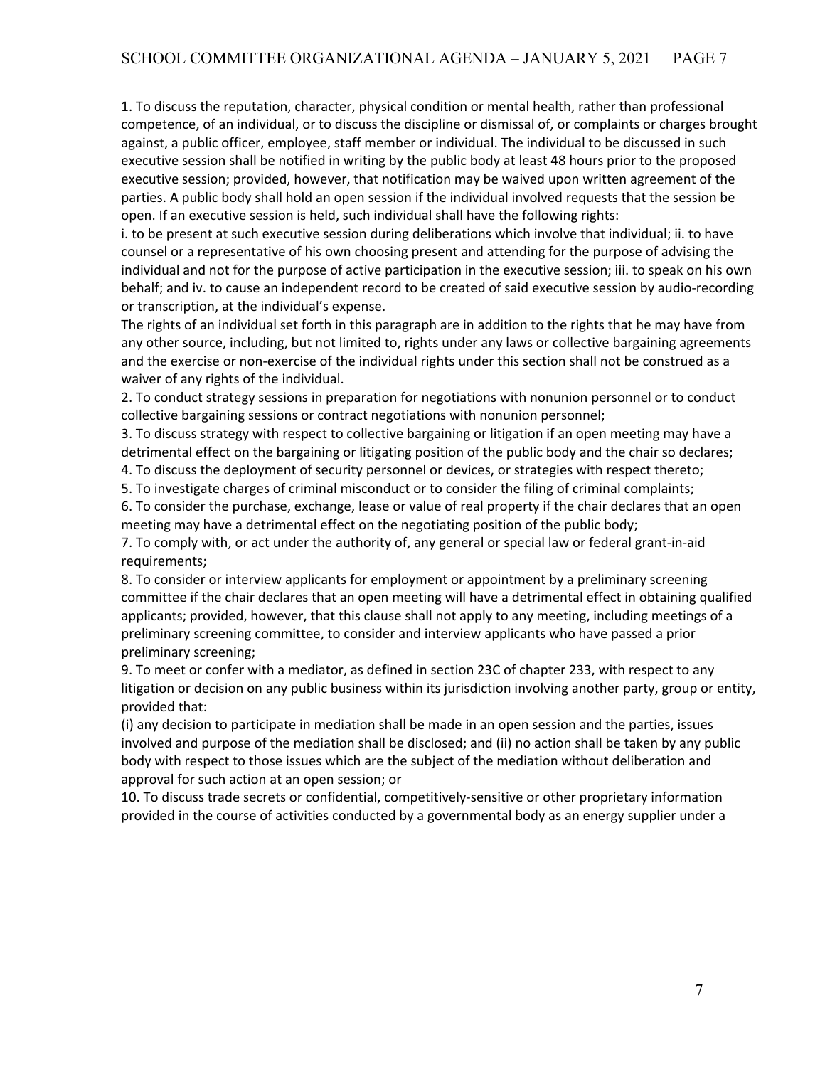1. To discuss the reputation, character, physical condition or mental health, rather than professional competence, of an individual, or to discuss the discipline or dismissal of, or complaints or charges brought against, a public officer, employee, staff member or individual. The individual to be discussed in such executive session shall be notified in writing by the public body at least 48 hours prior to the proposed executive session; provided, however, that notification may be waived upon written agreement of the parties. A public body shall hold an open session if the individual involved requests that the session be open. If an executive session is held, such individual shall have the following rights:
i. to be present at such executive session during deliberations which involve that individual; ii. to have counsel or a representative of his own choosing present and attending for the purpose of advising the individual and not for the purpose of active participation in the executive session; iii. to speak on his own behalf; and iv. to cause an independent record to be created of said executive session by audio-recording or transcription, at the individual's expense.
The rights of an individual set forth in this paragraph are in addition to the rights that he may have from any other source, including, but not limited to, rights under any laws or collective bargaining agreements and the exercise or non-exercise of the individual rights under this section shall not be construed as a waiver of any rights of the individual.
2. To conduct strategy sessions in preparation for negotiations with nonunion personnel or to conduct collective bargaining sessions or contract negotiations with nonunion personnel;
3. To discuss strategy with respect to collective bargaining or litigation if an open meeting may have a detrimental effect on the bargaining or litigating position of the public body and the chair so declares;
4. To discuss the deployment of security personnel or devices, or strategies with respect thereto;
5. To investigate charges of criminal misconduct or to consider the filing of criminal complaints;
6. To consider the purchase, exchange, lease or value of real property if the chair declares that an open meeting may have a detrimental effect on the negotiating position of the public body;
7. To comply with, or act under the authority of, any general or special law or federal grant-in-aid requirements;
8. To consider or interview applicants for employment or appointment by a preliminary screening committee if the chair declares that an open meeting will have a detrimental effect in obtaining qualified applicants; provided, however, that this clause shall not apply to any meeting, including meetings of a preliminary screening committee, to consider and interview applicants who have passed a prior preliminary screening;
9. To meet or confer with a mediator, as defined in section 23C of chapter 233, with respect to any litigation or decision on any public business within its jurisdiction involving another party, group or entity, provided that:
(i) any decision to participate in mediation shall be made in an open session and the parties, issues involved and purpose of the mediation shall be disclosed; and (ii) no action shall be taken by any public body with respect to those issues which are the subject of the mediation without deliberation and approval for such action at an open session; or
10. To discuss trade secrets or confidential, competitively-sensitive or other proprietary information provided in the course of activities conducted by a governmental body as an energy supplier under a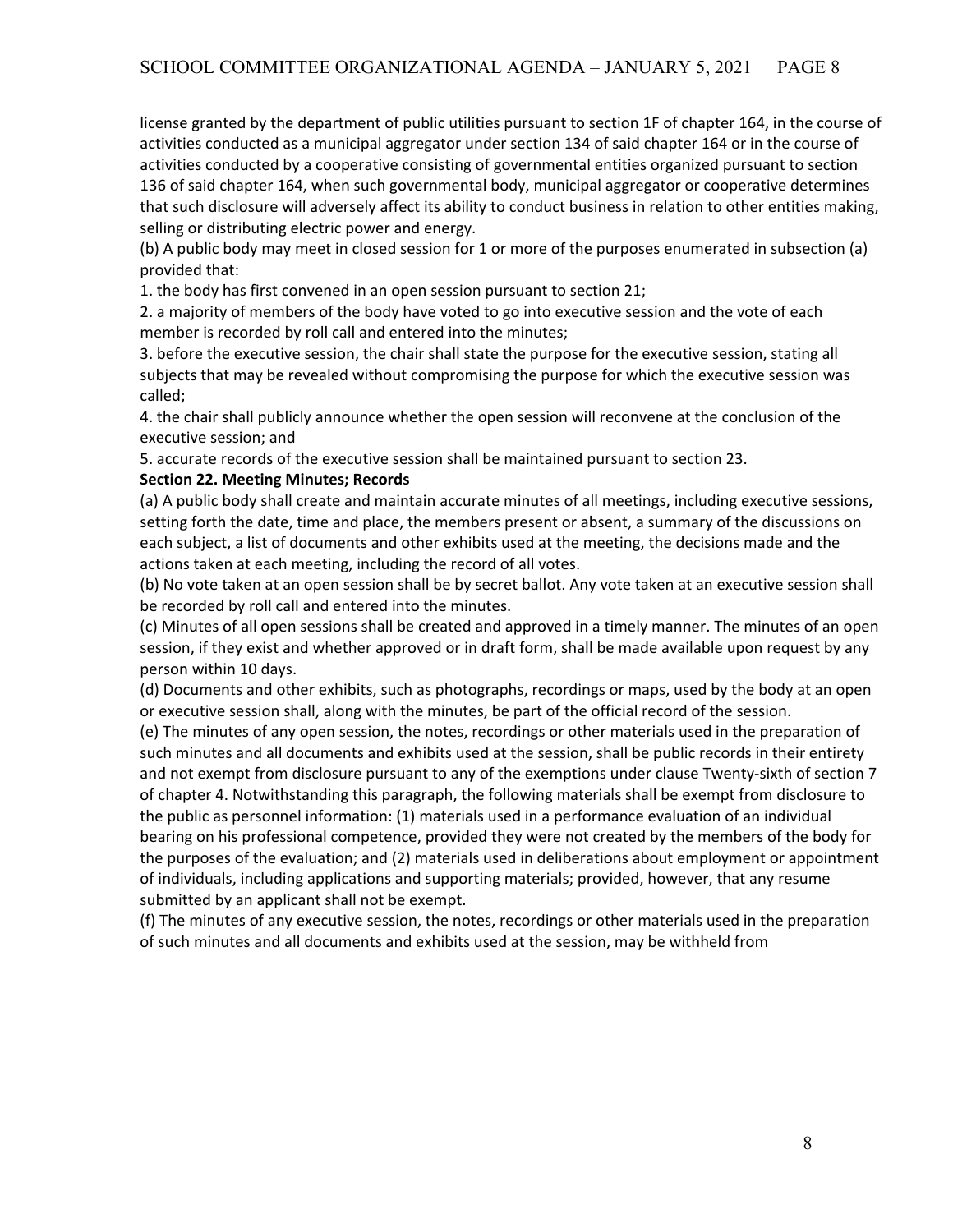license granted by the department of public utilities pursuant to section 1F of chapter 164, in the course of activities conducted as a municipal aggregator under section 134 of said chapter 164 or in the course of activities conducted by a cooperative consisting of governmental entities organized pursuant to section 136 of said chapter 164, when such governmental body, municipal aggregator or cooperative determines that such disclosure will adversely affect its ability to conduct business in relation to other entities making, selling or distributing electric power and energy.

(b) A public body may meet in closed session for 1 or more of the purposes enumerated in subsection (a) provided that:

1. the body has first convened in an open session pursuant to section 21;
2. a majority of members of the body have voted to go into executive session and the vote of each member is recorded by roll call and entered into the minutes;
3. before the executive session, the chair shall state the purpose for the executive session, stating all subjects that may be revealed without compromising the purpose for which the executive session was called;
4. the chair shall publicly announce whether the open session will reconvene at the conclusion of the executive session; and
5. accurate records of the executive session shall be maintained pursuant to section 23.

**Section 22. Meeting Minutes; Records**

(a) A public body shall create and maintain accurate minutes of all meetings, including executive sessions, setting forth the date, time and place, the members present or absent, a summary of the discussions on each subject, a list of documents and other exhibits used at the meeting, the decisions made and the actions taken at each meeting, including the record of all votes.

(b) No vote taken at an open session shall be by secret ballot. Any vote taken at an executive session shall be recorded by roll call and entered into the minutes.

(c) Minutes of all open sessions shall be created and approved in a timely manner. The minutes of an open session, if they exist and whether approved or in draft form, shall be made available upon request by any person within 10 days.

(d) Documents and other exhibits, such as photographs, recordings or maps, used by the body at an open or executive session shall, along with the minutes, be part of the official record of the session.

(e) The minutes of any open session, the notes, recordings or other materials used in the preparation of such minutes and all documents and exhibits used at the session, shall be public records in their entirety and not exempt from disclosure pursuant to any of the exemptions under clause Twenty-sixth of section 7 of chapter 4. Notwithstanding this paragraph, the following materials shall be exempt from disclosure to the public as personnel information: (1) materials used in a performance evaluation of an individual bearing on his professional competence, provided they were not created by the members of the body for the purposes of the evaluation; and (2) materials used in deliberations about employment or appointment of individuals, including applications and supporting materials; provided, however, that any resume submitted by an applicant shall not be exempt.

(f) The minutes of any executive session, the notes, recordings or other materials used in the preparation of such minutes and all documents and exhibits used at the session, may be withheld from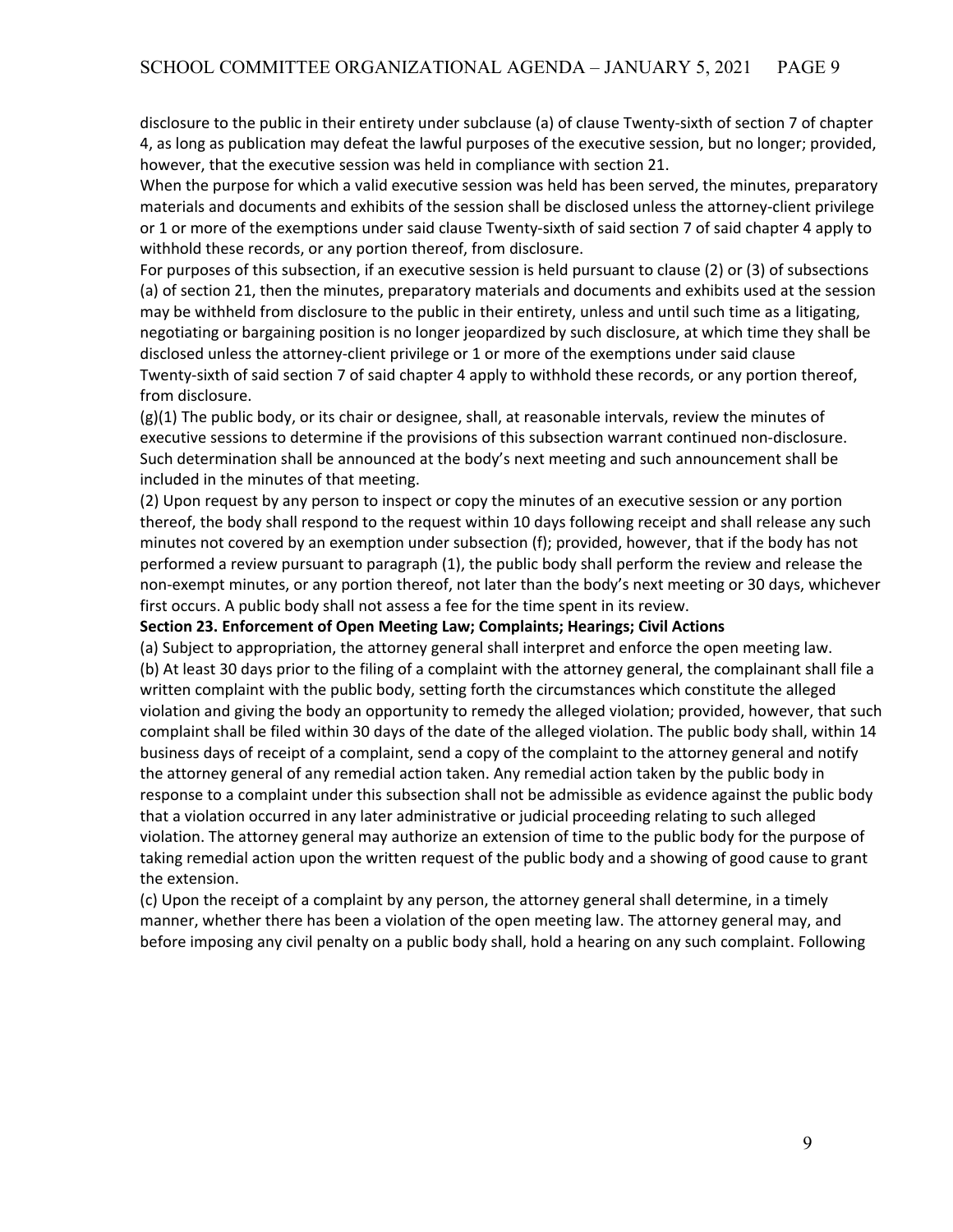disclosure to the public in their entirety under subclause (a) of clause Twenty-sixth of section 7 of chapter 4, as long as publication may defeat the lawful purposes of the executive session, but no longer; provided, however, that the executive session was held in compliance with section 21.

When the purpose for which a valid executive session was held has been served, the minutes, preparatory materials and documents and exhibits of the session shall be disclosed unless the attorney-client privilege or 1 or more of the exemptions under said clause Twenty-sixth of said section 7 of said chapter 4 apply to withhold these records, or any portion thereof, from disclosure.

For purposes of this subsection, if an executive session is held pursuant to clause (2) or (3) of subsections (a) of section 21, then the minutes, preparatory materials and documents and exhibits used at the session may be withheld from disclosure to the public in their entirety, unless and until such time as a litigating, negotiating or bargaining position is no longer jeopardized by such disclosure, at which time they shall be disclosed unless the attorney-client privilege or 1 or more of the exemptions under said clause Twenty-sixth of said section 7 of said chapter 4 apply to withhold these records, or any portion thereof, from disclosure.

(g)(1) The public body, or its chair or designee, shall, at reasonable intervals, review the minutes of executive sessions to determine if the provisions of this subsection warrant continued non-disclosure. Such determination shall be announced at the body's next meeting and such announcement shall be included in the minutes of that meeting.

(2) Upon request by any person to inspect or copy the minutes of an executive session or any portion thereof, the body shall respond to the request within 10 days following receipt and shall release any such minutes not covered by an exemption under subsection (f); provided, however, that if the body has not performed a review pursuant to paragraph (1), the public body shall perform the review and release the non-exempt minutes, or any portion thereof, not later than the body's next meeting or 30 days, whichever first occurs. A public body shall not assess a fee for the time spent in its review.

**Section 23. Enforcement of Open Meeting Law; Complaints; Hearings; Civil Actions**

(a) Subject to appropriation, the attorney general shall interpret and enforce the open meeting law.

(b) At least 30 days prior to the filing of a complaint with the attorney general, the complainant shall file a written complaint with the public body, setting forth the circumstances which constitute the alleged violation and giving the body an opportunity to remedy the alleged violation; provided, however, that such complaint shall be filed within 30 days of the date of the alleged violation. The public body shall, within 14 business days of receipt of a complaint, send a copy of the complaint to the attorney general and notify the attorney general of any remedial action taken. Any remedial action taken by the public body in response to a complaint under this subsection shall not be admissible as evidence against the public body that a violation occurred in any later administrative or judicial proceeding relating to such alleged violation. The attorney general may authorize an extension of time to the public body for the purpose of taking remedial action upon the written request of the public body and a showing of good cause to grant the extension.

(c) Upon the receipt of a complaint by any person, the attorney general shall determine, in a timely manner, whether there has been a violation of the open meeting law. The attorney general may, and before imposing any civil penalty on a public body shall, hold a hearing on any such complaint. Following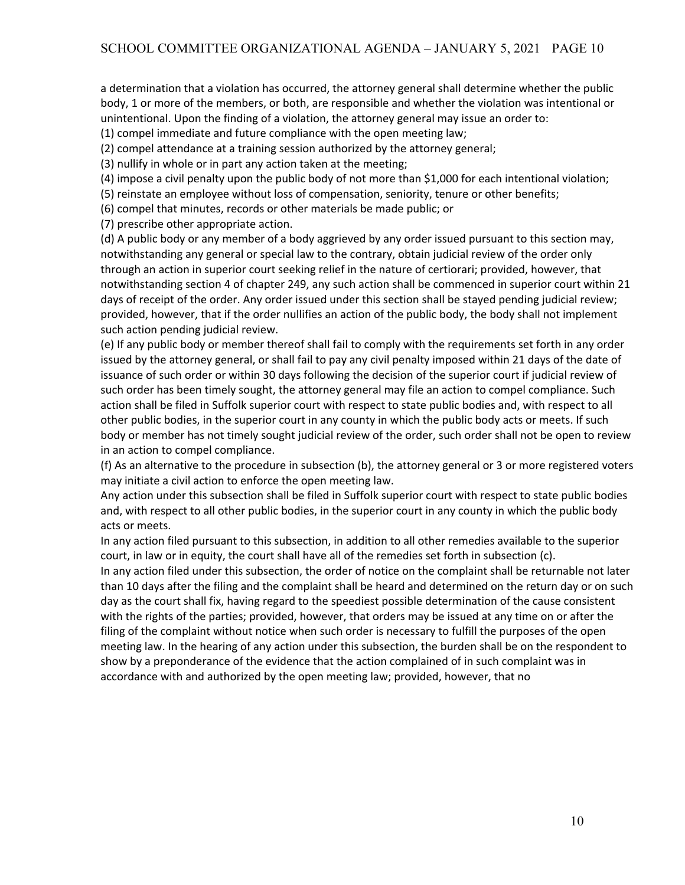a determination that a violation has occurred, the attorney general shall determine whether the public body, 1 or more of the members, or both, are responsible and whether the violation was intentional or unintentional. Upon the finding of a violation, the attorney general may issue an order to:

(1) compel immediate and future compliance with the open meeting law;

(2) compel attendance at a training session authorized by the attorney general;

(3) nullify in whole or in part any action taken at the meeting;

(4) impose a civil penalty upon the public body of not more than $1,000 for each intentional violation;

(5) reinstate an employee without loss of compensation, seniority, tenure or other benefits;

(6) compel that minutes, records or other materials be made public; or

(7) prescribe other appropriate action.

(d) A public body or any member of a body aggrieved by any order issued pursuant to this section may, notwithstanding any general or special law to the contrary, obtain judicial review of the order only through an action in superior court seeking relief in the nature of certiorari; provided, however, that notwithstanding section 4 of chapter 249, any such action shall be commenced in superior court within 21 days of receipt of the order. Any order issued under this section shall be stayed pending judicial review; provided, however, that if the order nullifies an action of the public body, the body shall not implement such action pending judicial review.

(e) If any public body or member thereof shall fail to comply with the requirements set forth in any order issued by the attorney general, or shall fail to pay any civil penalty imposed within 21 days of the date of issuance of such order or within 30 days following the decision of the superior court if judicial review of such order has been timely sought, the attorney general may file an action to compel compliance. Such action shall be filed in Suffolk superior court with respect to state public bodies and, with respect to all other public bodies, in the superior court in any county in which the public body acts or meets. If such body or member has not timely sought judicial review of the order, such order shall not be open to review in an action to compel compliance.

(f) As an alternative to the procedure in subsection (b), the attorney general or 3 or more registered voters may initiate a civil action to enforce the open meeting law.

Any action under this subsection shall be filed in Suffolk superior court with respect to state public bodies and, with respect to all other public bodies, in the superior court in any county in which the public body acts or meets.

In any action filed pursuant to this subsection, in addition to all other remedies available to the superior court, in law or in equity, the court shall have all of the remedies set forth in subsection (c).

In any action filed under this subsection, the order of notice on the complaint shall be returnable not later than 10 days after the filing and the complaint shall be heard and determined on the return day or on such day as the court shall fix, having regard to the speediest possible determination of the cause consistent with the rights of the parties; provided, however, that orders may be issued at any time on or after the filing of the complaint without notice when such order is necessary to fulfill the purposes of the open meeting law. In the hearing of any action under this subsection, the burden shall be on the respondent to show by a preponderance of the evidence that the action complained of in such complaint was in accordance with and authorized by the open meeting law; provided, however, that no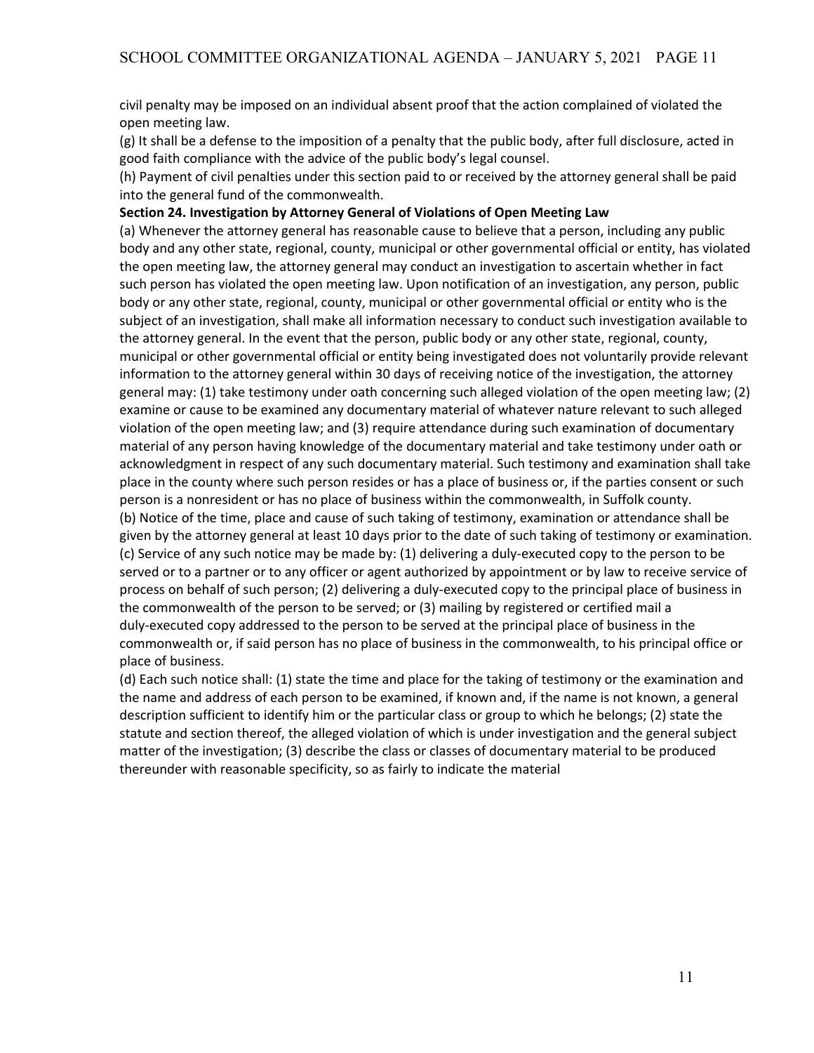civil penalty may be imposed on an individual absent proof that the action complained of violated the open meeting law.

(g) It shall be a defense to the imposition of a penalty that the public body, after full disclosure, acted in good faith compliance with the advice of the public body's legal counsel.

(h) Payment of civil penalties under this section paid to or received by the attorney general shall be paid into the general fund of the commonwealth.

**Section 24. Investigation by Attorney General of Violations of Open Meeting Law**

(a) Whenever the attorney general has reasonable cause to believe that a person, including any public body and any other state, regional, county, municipal or other governmental official or entity, has violated the open meeting law, the attorney general may conduct an investigation to ascertain whether in fact such person has violated the open meeting law. Upon notification of an investigation, any person, public body or any other state, regional, county, municipal or other governmental official or entity who is the subject of an investigation, shall make all information necessary to conduct such investigation available to the attorney general. In the event that the person, public body or any other state, regional, county, municipal or other governmental official or entity being investigated does not voluntarily provide relevant information to the attorney general within 30 days of receiving notice of the investigation, the attorney general may: (1) take testimony under oath concerning such alleged violation of the open meeting law; (2) examine or cause to be examined any documentary material of whatever nature relevant to such alleged violation of the open meeting law; and (3) require attendance during such examination of documentary material of any person having knowledge of the documentary material and take testimony under oath or acknowledgment in respect of any such documentary material. Such testimony and examination shall take place in the county where such person resides or has a place of business or, if the parties consent or such person is a nonresident or has no place of business within the commonwealth, in Suffolk county.

(b) Notice of the time, place and cause of such taking of testimony, examination or attendance shall be given by the attorney general at least 10 days prior to the date of such taking of testimony or examination.

(c) Service of any such notice may be made by: (1) delivering a duly-executed copy to the person to be served or to a partner or to any officer or agent authorized by appointment or by law to receive service of process on behalf of such person; (2) delivering a duly-executed copy to the principal place of business in the commonwealth of the person to be served; or (3) mailing by registered or certified mail a duly-executed copy addressed to the person to be served at the principal place of business in the commonwealth or, if said person has no place of business in the commonwealth, to his principal office or place of business.

(d) Each such notice shall: (1) state the time and place for the taking of testimony or the examination and the name and address of each person to be examined, if known and, if the name is not known, a general description sufficient to identify him or the particular class or group to which he belongs; (2) state the statute and section thereof, the alleged violation of which is under investigation and the general subject matter of the investigation; (3) describe the class or classes of documentary material to be produced thereunder with reasonable specificity, so as fairly to indicate the material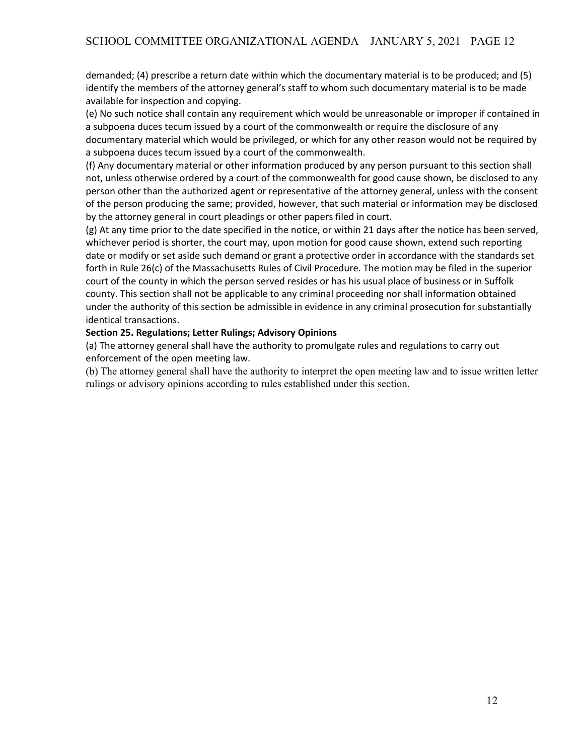demanded; (4) prescribe a return date within which the documentary material is to be produced; and (5) identify the members of the attorney general's staff to whom such documentary material is to be made available for inspection and copying.

(e) No such notice shall contain any requirement which would be unreasonable or improper if contained in a subpoena duces tecum issued by a court of the commonwealth or require the disclosure of any documentary material which would be privileged, or which for any other reason would not be required by a subpoena duces tecum issued by a court of the commonwealth.

(f) Any documentary material or other information produced by any person pursuant to this section shall not, unless otherwise ordered by a court of the commonwealth for good cause shown, be disclosed to any person other than the authorized agent or representative of the attorney general, unless with the consent of the person producing the same; provided, however, that such material or information may be disclosed by the attorney general in court pleadings or other papers filed in court.

(g) At any time prior to the date specified in the notice, or within 21 days after the notice has been served, whichever period is shorter, the court may, upon motion for good cause shown, extend such reporting date or modify or set aside such demand or grant a protective order in accordance with the standards set forth in Rule 26(c) of the Massachusetts Rules of Civil Procedure. The motion may be filed in the superior court of the county in which the person served resides or has his usual place of business or in Suffolk county. This section shall not be applicable to any criminal proceeding nor shall information obtained under the authority of this section be admissible in evidence in any criminal prosecution for substantially identical transactions.

**Section 25. Regulations; Letter Rulings; Advisory Opinions**

(a) The attorney general shall have the authority to promulgate rules and regulations to carry out enforcement of the open meeting law.

(b) The attorney general shall have the authority to interpret the open meeting law and to issue written letter rulings or advisory opinions according to rules established under this section.